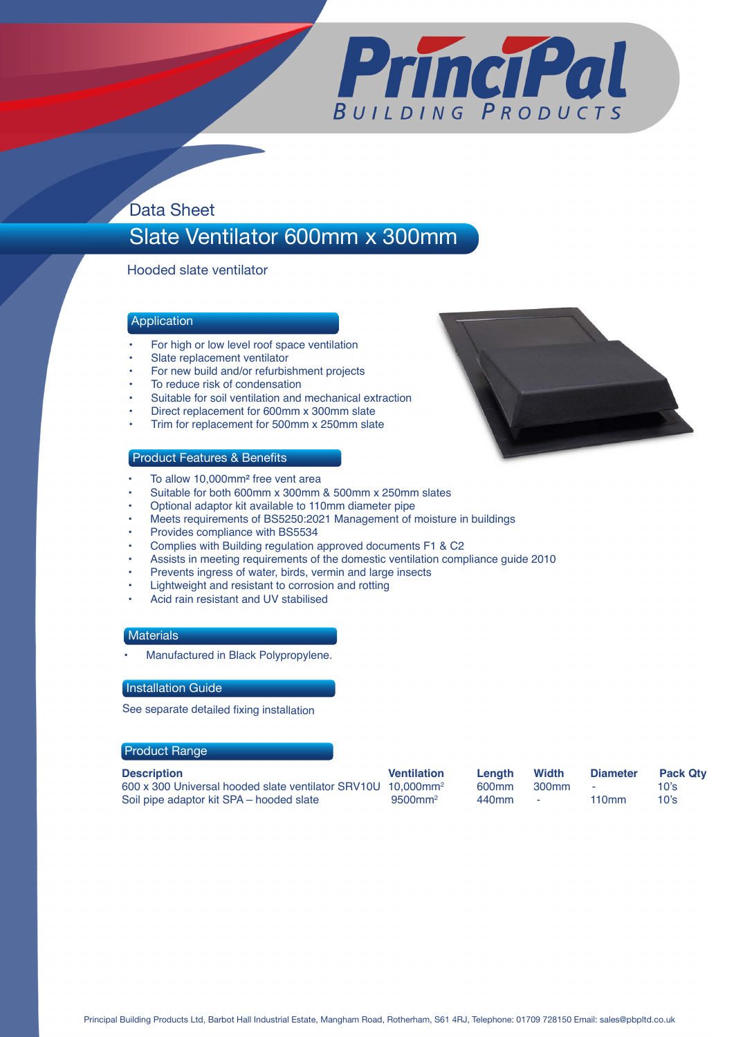PrinciPal Building Products

Data Sheet

# Slate Ventilator 600mm x 300mm

Hooded slate ventilator

## Application

- For high or low level roof space ventilation
- Slate replacement ventilator
- For new build and/or refurbishment projects
- To reduce risk of condensation
- Suitable for soil ventilation and mechanical extraction
- Direct replacement for 600mm x 300mm slate
- Trim for replacement for 500mm x 250mm slate

## Product Features & Benefits

- To allow 10,000mm² free vent area
- Suitable for both 600mm x 300mm & 500mm x 250mm slates
- Optional adaptor kit available to 110mm diameter pipe
- Meets requirements of BS5250:2021 Management of moisture in buildings
- Provides compliance with BS5534
- Complies with Building regulation approved documents F1 & C2
- Assists in meeting requirements of the domestic ventilation compliance guide 2010
- Prevents ingress of water, birds, vermin and large insects
- Lightweight and resistant to corrosion and rotting
- Acid rain resistant and UV stabilised

## Materials

- Manufactured in Black Polypropylene.

## Installation Guide

See separate detailed fixing installation

## Product Range

| Description | Ventilation | Length | Width | Diameter | Pack Qty |
|---|---|---|---|---|---|
| 600 x 300 Universal hooded slate ventilator SRV10U | 10,000mm² | 600mm | 300mm | - | 10's |
| Soil pipe adaptor kit SPA – hooded slate | 9500mm² | 440mm | - | 110mm | 10's |

Principal Building Products Ltd, Barbot Hall Industrial Estate, Mangham Road, Rotherham, S61 4RJ, Telephone: 01709 728150 Email: sales@pbpltd.co.uk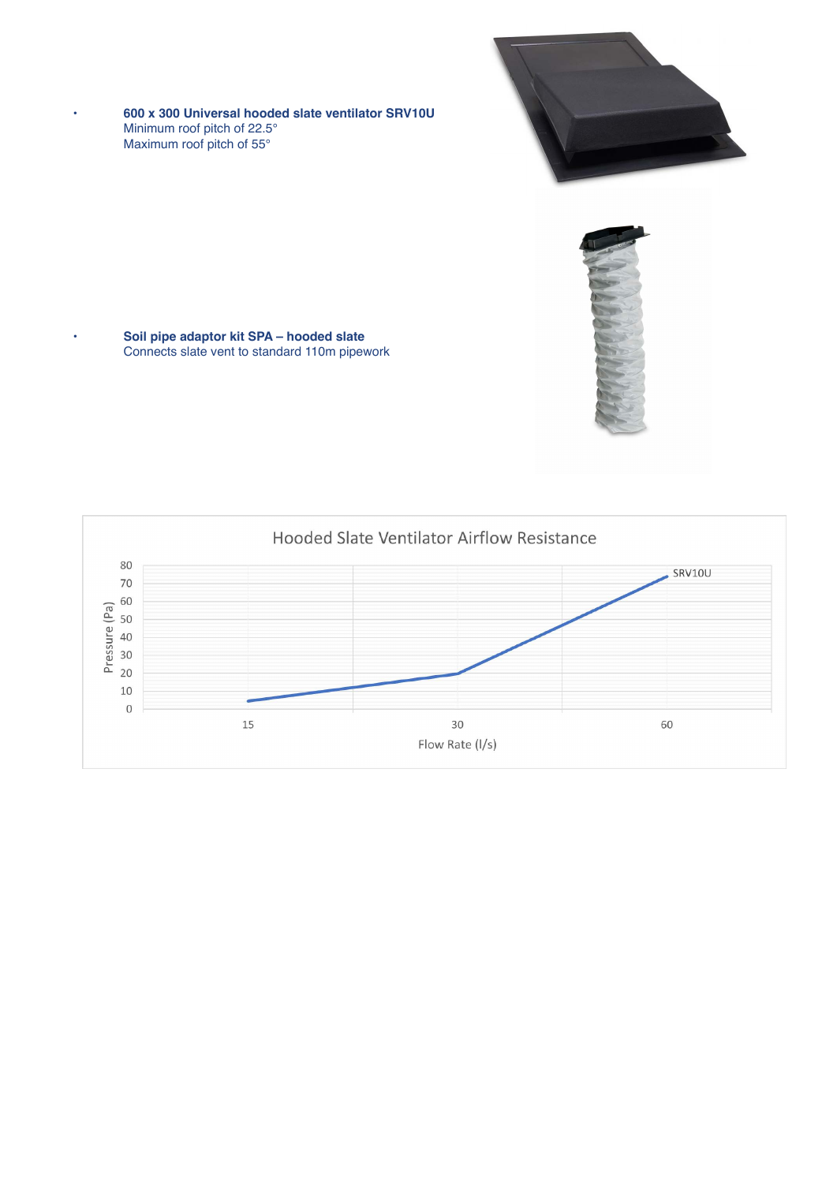- **600 x 300 Universal hooded slate ventilator SRV10U**
  Minimum roof pitch of 22.5°
  Maximum roof pitch of 55°

- **Soil pipe adaptor kit SPA – hooded slate**
  Connects slate vent to standard 110m pipework

Hooded Slate Ventilator Airflow Resistance

Pressure (Pa)

80
70
60
50
40
30
20
10
0

15
30
60

Flow Rate (l/s)

SRV10U